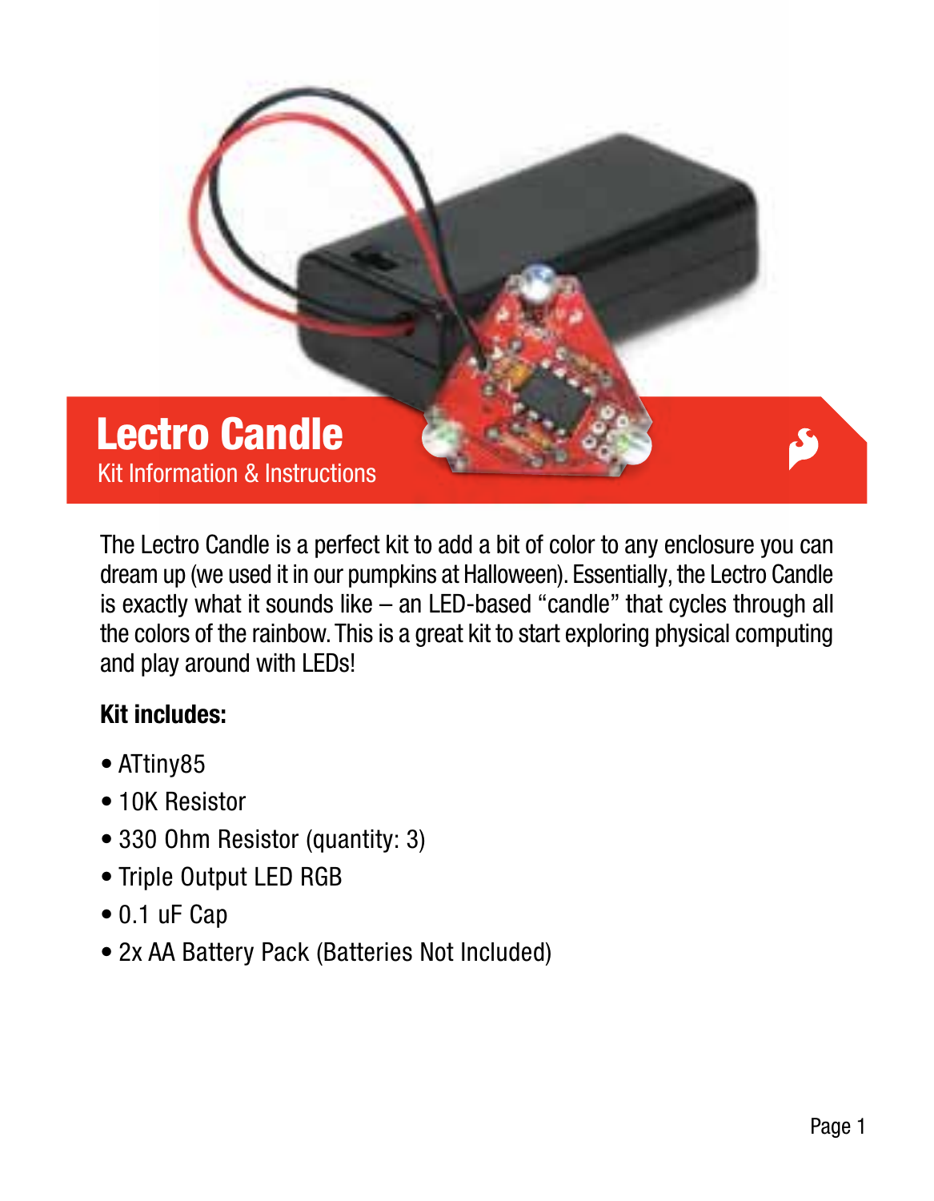# Lectro Candle

Kit Information & Instructions

The Lectro Candle is a perfect kit to add a bit of color to any enclosure you can dream up (we used it in our pumpkins at Halloween). Essentially, the Lectro Candle is exactly what it sounds like – an LED-based "candle" that cycles through all the colors of the rainbow. This is a great kit to start exploring physical computing and play around with LEDs!

**Kit includes:**

- ATtiny85
- 10K Resistor
- 330 Ohm Resistor (quantity: 3)
- Triple Output LED RGB
- 0.1 uF Cap
- 2x AA Battery Pack (Batteries Not Included)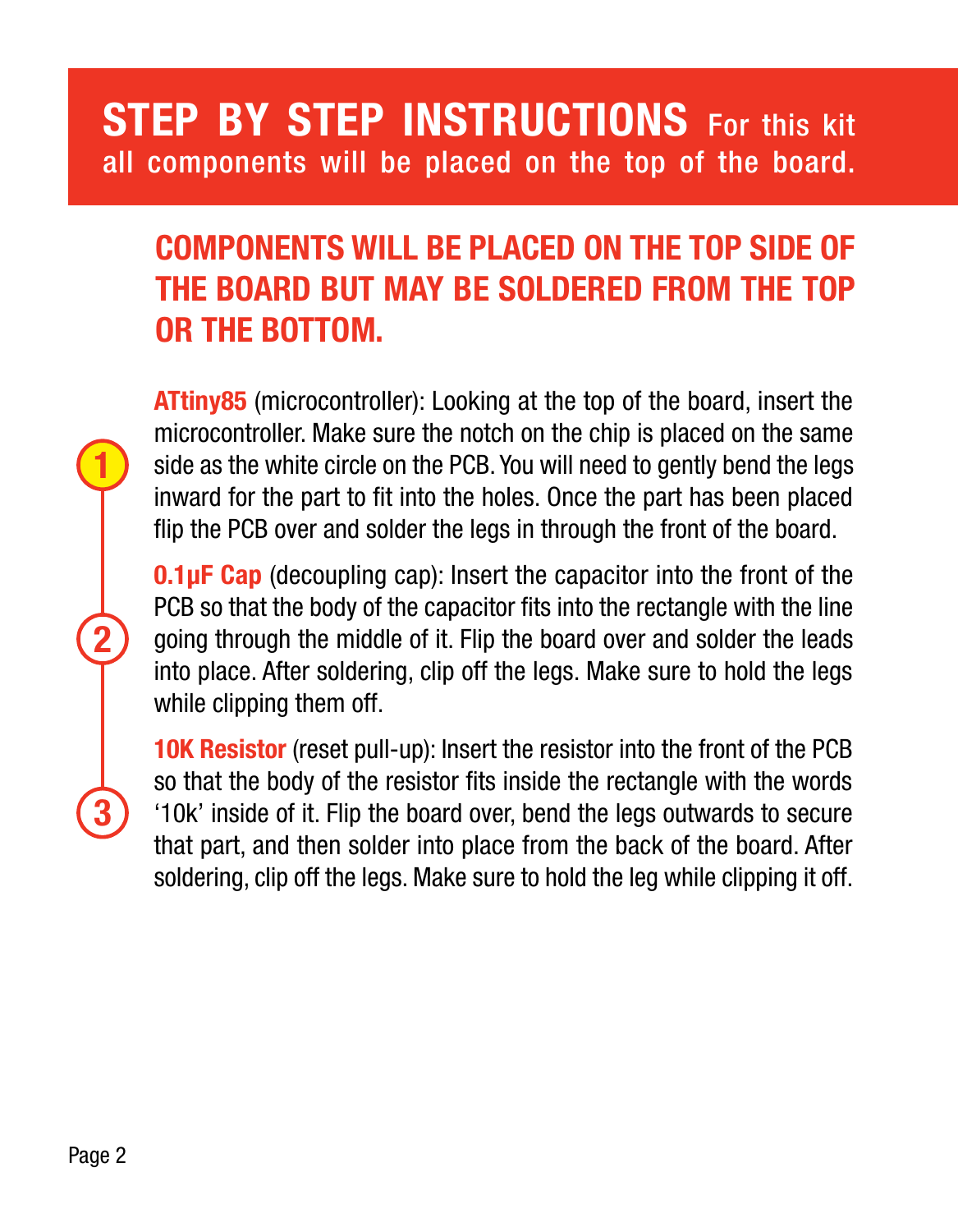# STEP BY STEP INSTRUCTIONS For this kit all components will be placed on the top of the board.

## COMPONENTS WILL BE PLACED ON THE TOP SIDE OF THE BOARD BUT MAY BE SOLDERED FROM THE TOP OR THE BOTTOM.

1. **ATtiny85** (microcontroller): Looking at the top of the board, insert the microcontroller. Make sure the notch on the chip is placed on the same side as the white circle on the PCB. You will need to gently bend the legs inward for the part to fit into the holes. Once the part has been placed flip the PCB over and solder the legs in through the front of the board.

2. **0.1µF Cap** (decoupling cap): Insert the capacitor into the front of the PCB so that the body of the capacitor fits into the rectangle with the line going through the middle of it. Flip the board over and solder the leads into place. After soldering, clip off the legs. Make sure to hold the legs while clipping them off.

3. **10K Resistor** (reset pull-up): Insert the resistor into the front of the PCB so that the body of the resistor fits inside the rectangle with the words '10k' inside of it. Flip the board over, bend the legs outwards to secure that part, and then solder into place from the back of the board. After soldering, clip off the legs. Make sure to hold the leg while clipping it off.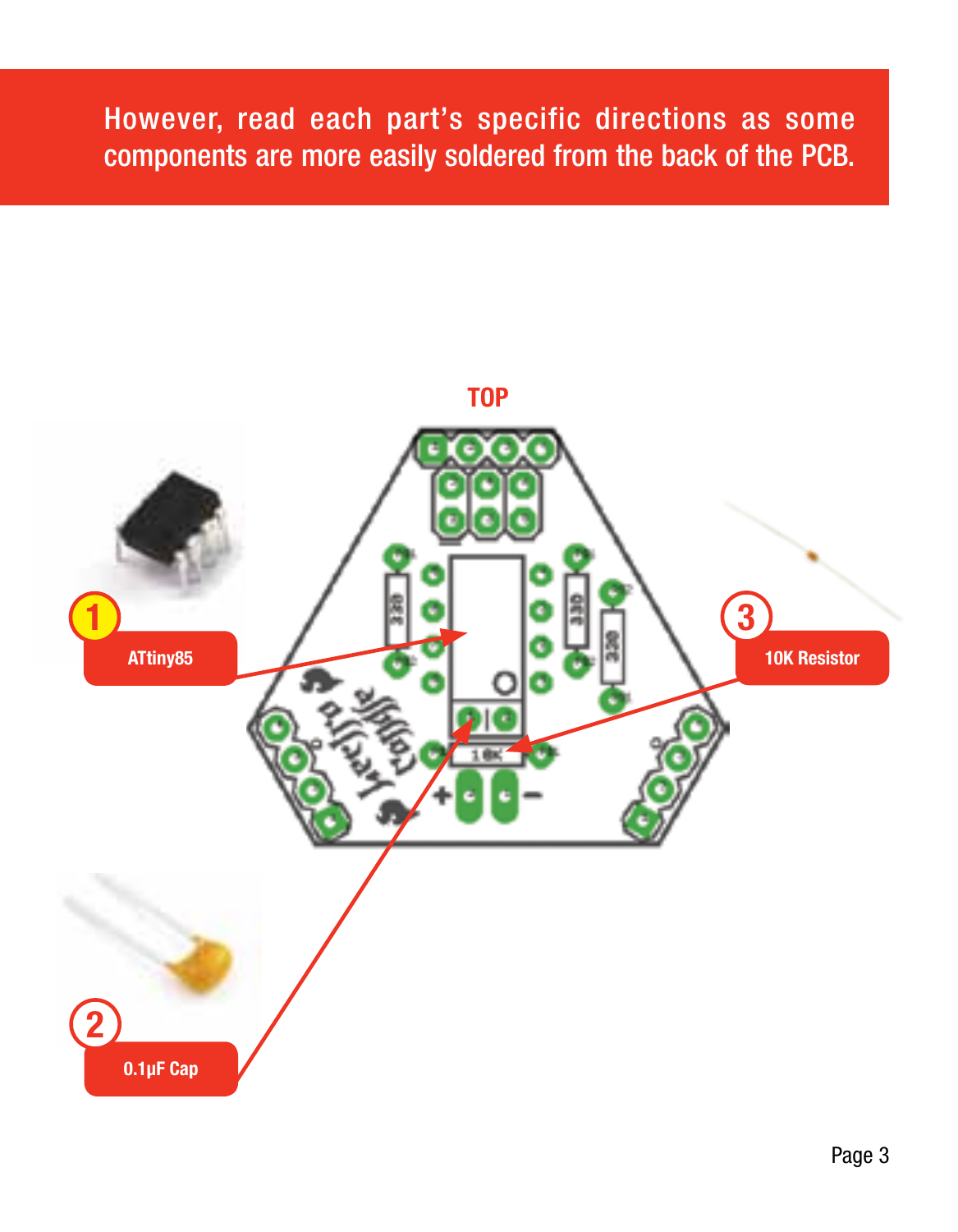However, read each part's specific directions as some components are more easily soldered from the back of the PCB.

TOP

1 ATtiny85

2 0.1μF Cap

3 10K Resistor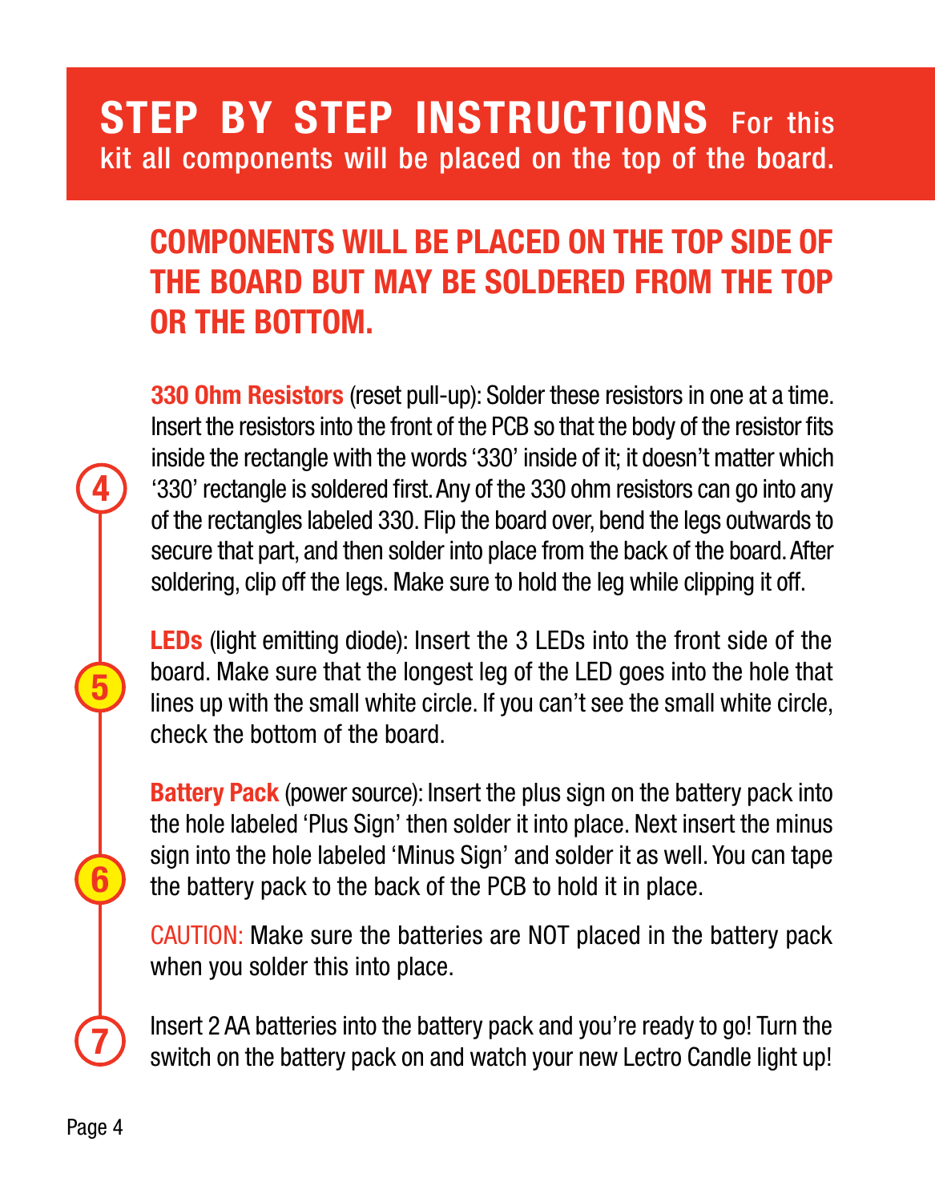# STEP BY STEP INSTRUCTIONS For this kit all components will be placed on the top of the board.

## COMPONENTS WILL BE PLACED ON THE TOP SIDE OF THE BOARD BUT MAY BE SOLDERED FROM THE TOP OR THE BOTTOM.

**4**

**330 Ohm Resistors** (reset pull-up): Solder these resistors in one at a time. Insert the resistors into the front of the PCB so that the body of the resistor fits inside the rectangle with the words '330' inside of it; it doesn't matter which '330' rectangle is soldered first. Any of the 330 ohm resistors can go into any of the rectangles labeled 330. Flip the board over, bend the legs outwards to secure that part, and then solder into place from the back of the board. After soldering, clip off the legs. Make sure to hold the leg while clipping it off.

**5**

**LEDs** (light emitting diode): Insert the 3 LEDs into the front side of the board. Make sure that the longest leg of the LED goes into the hole that lines up with the small white circle. If you can't see the small white circle, check the bottom of the board.

**6**

**Battery Pack** (power source): Insert the plus sign on the battery pack into the hole labeled 'Plus Sign' then solder it into place. Next insert the minus sign into the hole labeled 'Minus Sign' and solder it as well. You can tape the battery pack to the back of the PCB to hold it in place.

CAUTION: Make sure the batteries are NOT placed in the battery pack when you solder this into place.

**7**

Insert 2 AA batteries into the battery pack and you're ready to go! Turn the switch on the battery pack on and watch your new Lectro Candle light up!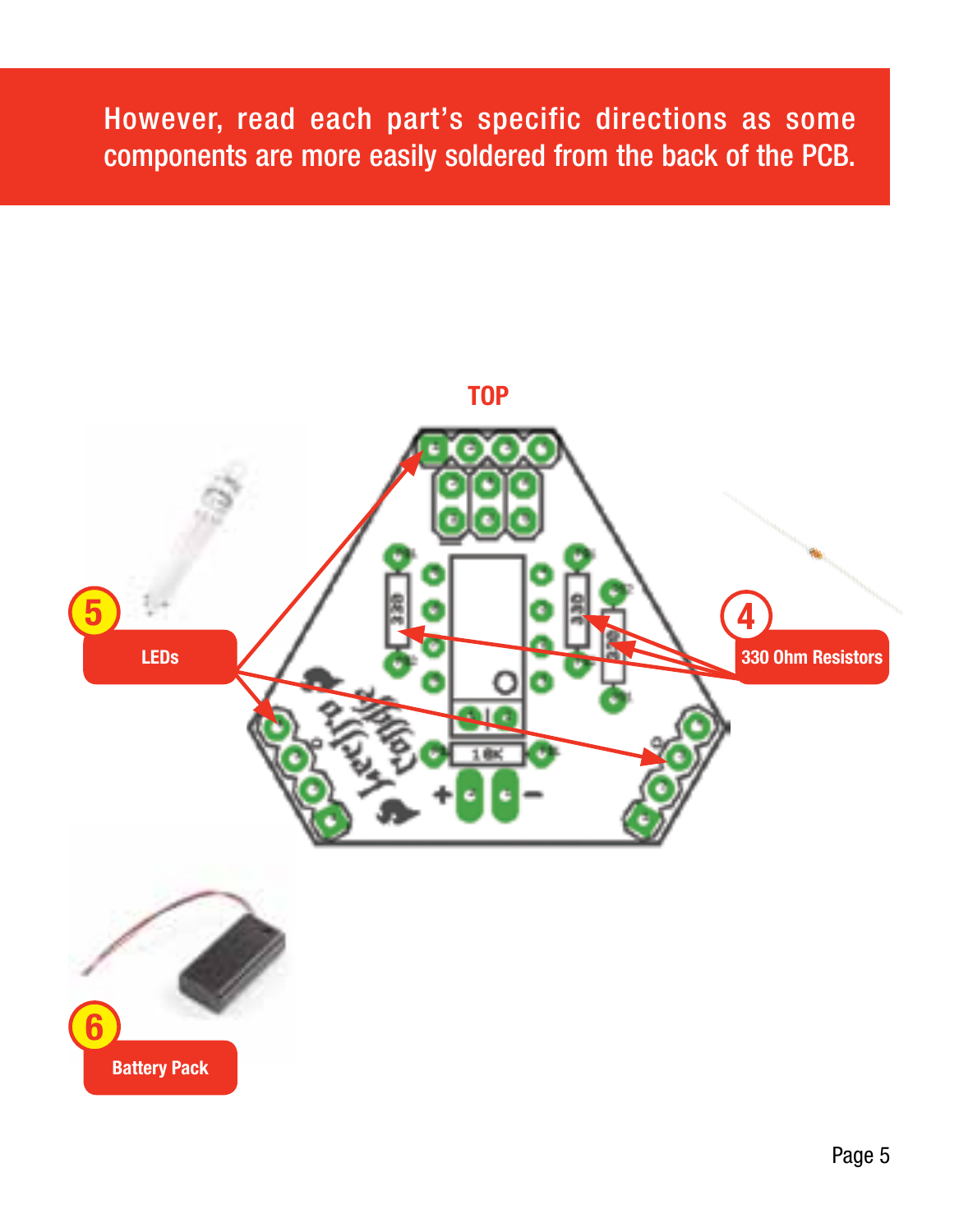However, read each part's specific directions as some components are more easily soldered from the back of the PCB.

TOP

5 LEDs

4 330 Ohm Resistors

6 Battery Pack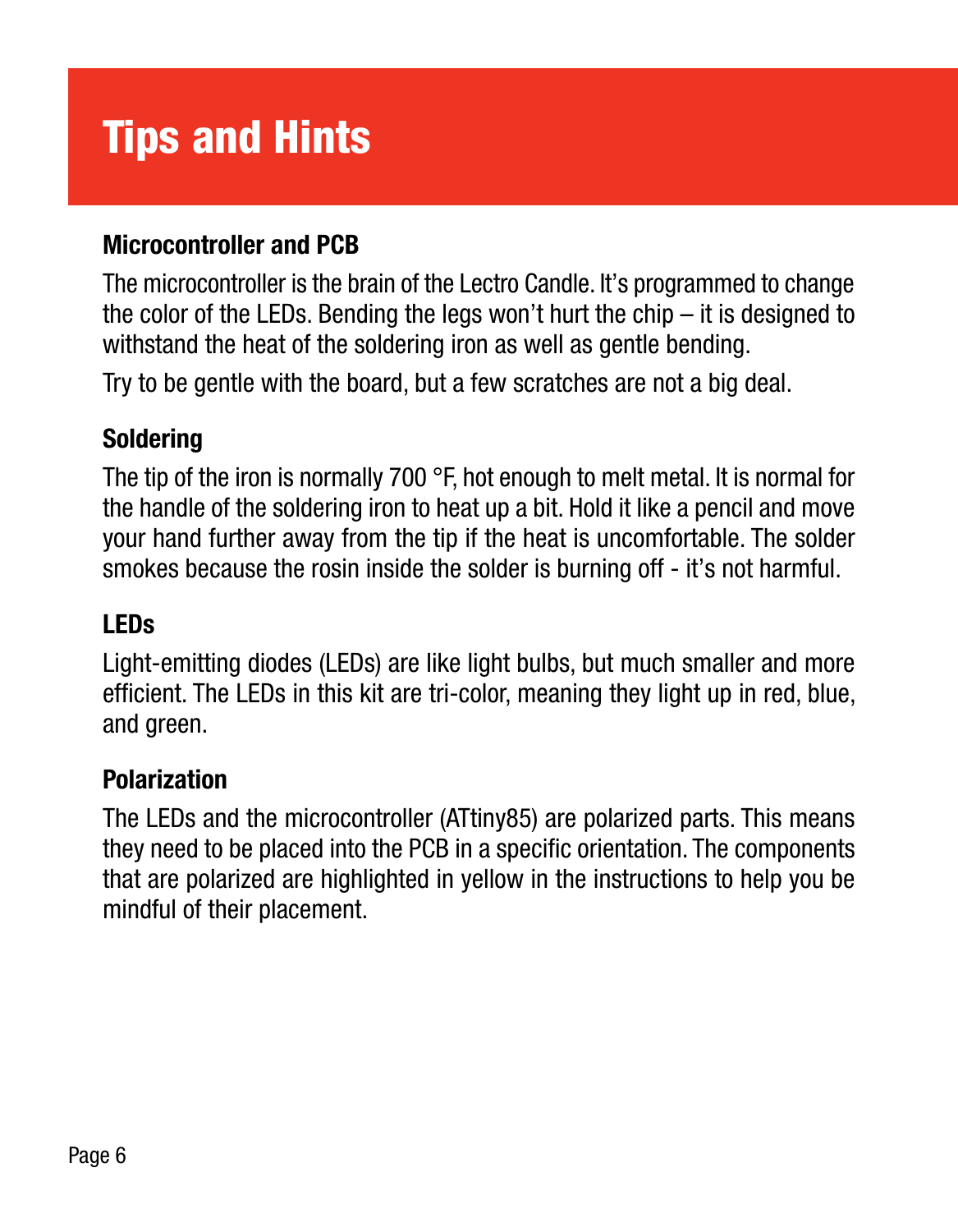# Tips and Hints

### Microcontroller and PCB

The microcontroller is the brain of the Lectro Candle. It's programmed to change the color of the LEDs. Bending the legs won't hurt the chip – it is designed to withstand the heat of the soldering iron as well as gentle bending.

Try to be gentle with the board, but a few scratches are not a big deal.

### Soldering

The tip of the iron is normally 700 °F, hot enough to melt metal. It is normal for the handle of the soldering iron to heat up a bit. Hold it like a pencil and move your hand further away from the tip if the heat is uncomfortable. The solder smokes because the rosin inside the solder is burning off - it's not harmful.

### LEDs

Light-emitting diodes (LEDs) are like light bulbs, but much smaller and more efficient. The LEDs in this kit are tri-color, meaning they light up in red, blue, and green.

### Polarization

The LEDs and the microcontroller (ATtiny85) are polarized parts. This means they need to be placed into the PCB in a specific orientation. The components that are polarized are highlighted in yellow in the instructions to help you be mindful of their placement.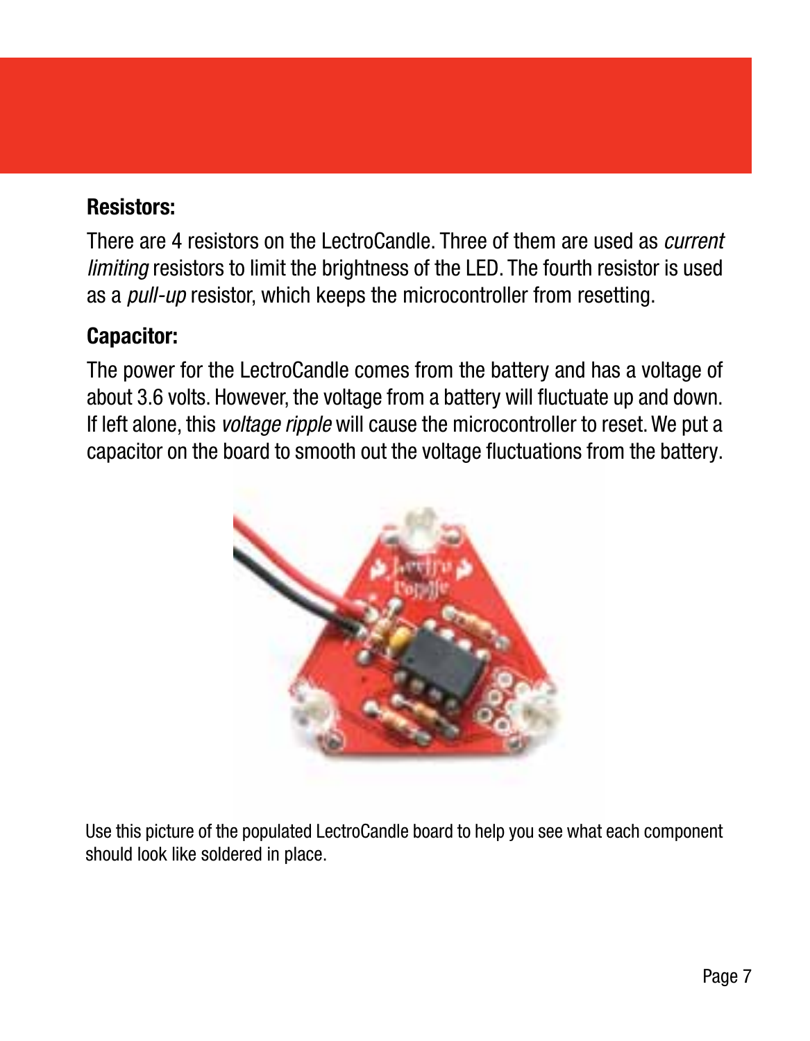**Resistors:**

There are 4 resistors on the LectroCandle. Three of them are used as *current limiting* resistors to limit the brightness of the LED. The fourth resistor is used as a *pull-up* resistor, which keeps the microcontroller from resetting.

**Capacitor:**

The power for the LectroCandle comes from the battery and has a voltage of about 3.6 volts. However, the voltage from a battery will fluctuate up and down. If left alone, this *voltage ripple* will cause the microcontroller to reset. We put a capacitor on the board to smooth out the voltage fluctuations from the battery.

Use this picture of the populated LectroCandle board to help you see what each component should look like soldered in place.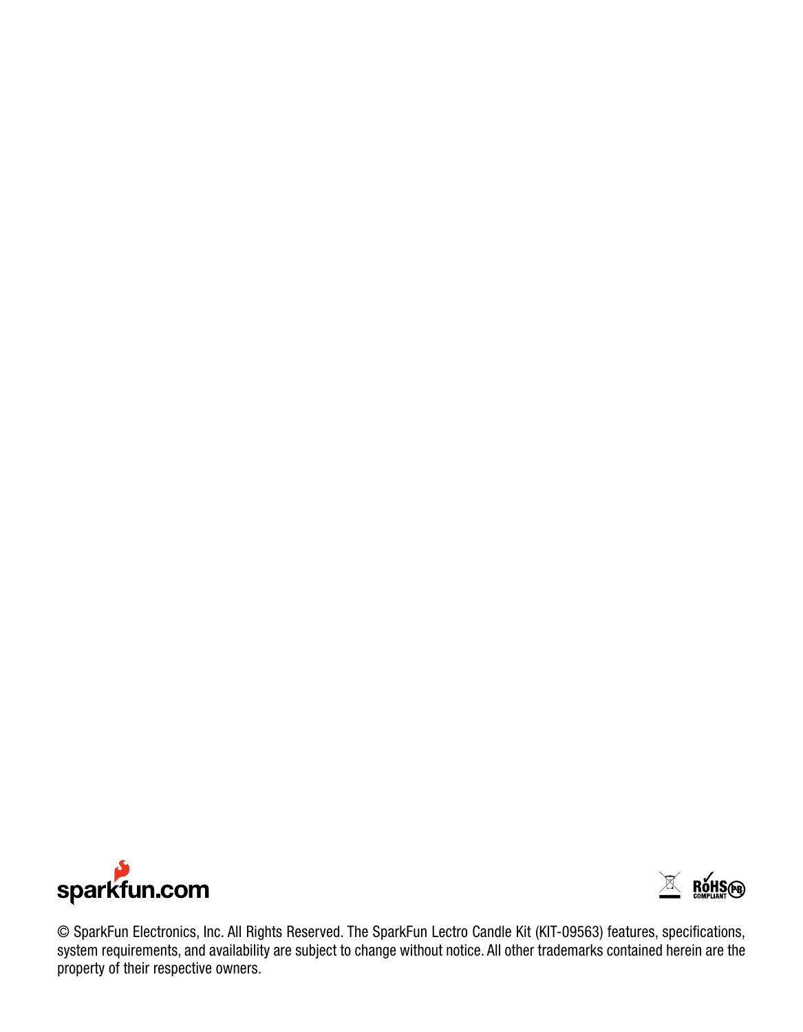sparkfun.com

RoHS COMPLIANT

© SparkFun Electronics, Inc. All Rights Reserved. The SparkFun Lectro Candle Kit (KIT-09563) features, specifications, system requirements, and availability are subject to change without notice. All other trademarks contained herein are the property of their respective owners.